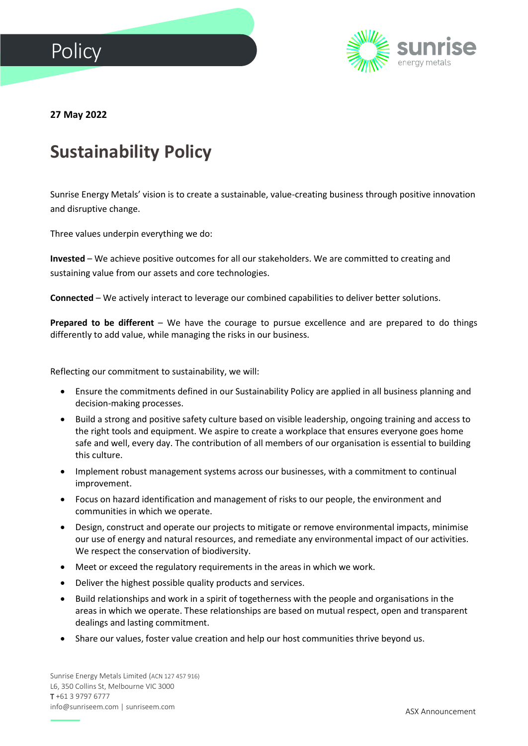Policy

**27 May 2022**

# Sustainability Policy

Sunrise Energy Metals' vision is to create a sustainable, value-creating business through positive innovation and disruptive change.

Three values underpin everything we do:

**Invested** – We achieve positive outcomes for all our stakeholders. We are committed to creating and sustaining value from our assets and core technologies.

**Connected** – We actively interact to leverage our combined capabilities to deliver better solutions.

**Prepared to be different** – We have the courage to pursue excellence and are prepared to do things differently to add value, while managing the risks in our business.

Reflecting our commitment to sustainability, we will:

- Ensure the commitments defined in our Sustainability Policy are applied in all business planning and decision-making processes.
- Build a strong and positive safety culture based on visible leadership, ongoing training and access to the right tools and equipment. We aspire to create a workplace that ensures everyone goes home safe and well, every day. The contribution of all members of our organisation is essential to building this culture.
- Implement robust management systems across our businesses, with a commitment to continual improvement.
- Focus on hazard identification and management of risks to our people, the environment and communities in which we operate.
- Design, construct and operate our projects to mitigate or remove environmental impacts, minimise our use of energy and natural resources, and remediate any environmental impact of our activities. We respect the conservation of biodiversity.
- Meet or exceed the regulatory requirements in the areas in which we work.
- Deliver the highest possible quality products and services.
- Build relationships and work in a spirit of togetherness with the people and organisations in the areas in which we operate. These relationships are based on mutual respect, open and transparent dealings and lasting commitment.
- Share our values, foster value creation and help our host communities thrive beyond us.

Sunrise Energy Metals Limited (ACN 127 457 916)
L6, 350 Collins St, Melbourne VIC 3000
T +61 3 9797 6777
info@sunriseem.com | sunriseem.com

ASX Announcement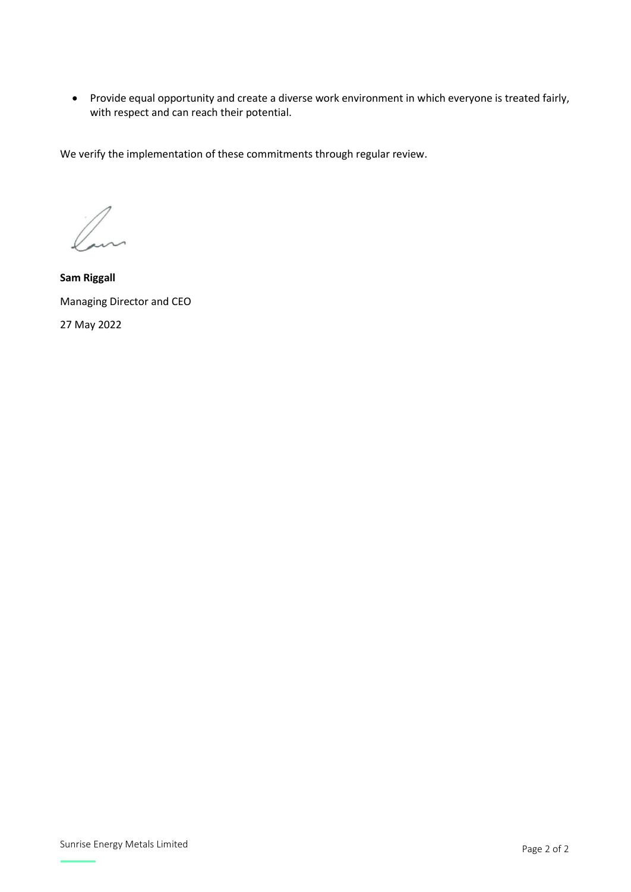- Provide equal opportunity and create a diverse work environment in which everyone is treated fairly, with respect and can reach their potential.

We verify the implementation of these commitments through regular review.

**Sam Riggall**

Managing Director and CEO

27 May 2022